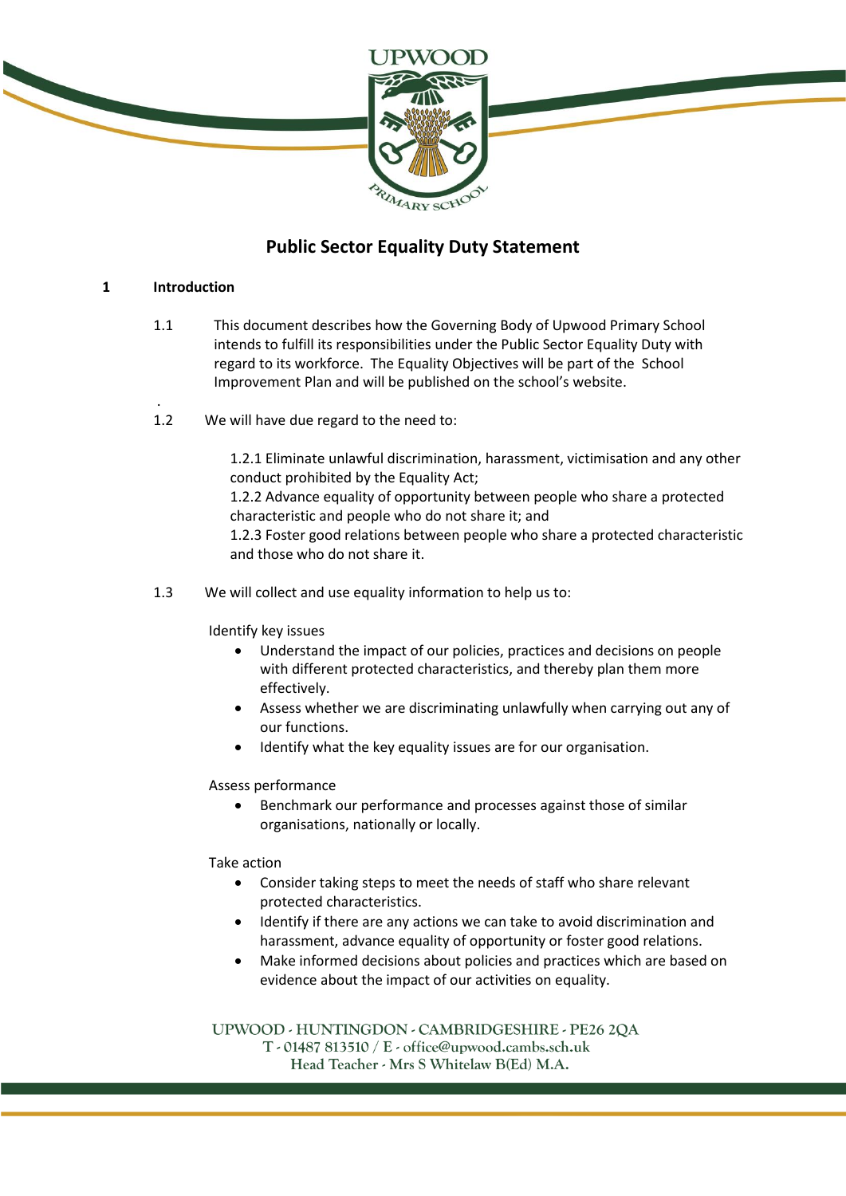# Public Sector Equality Duty Statement

## 1 Introduction

1.1 This document describes how the Governing Body of Upwood Primary School intends to fulfill its responsibilities under the Public Sector Equality Duty with regard to its workforce. The Equality Objectives will be part of the School Improvement Plan and will be published on the school's website.

1.2 We will have due regard to the need to:

1.2.1 Eliminate unlawful discrimination, harassment, victimisation and any other conduct prohibited by the Equality Act;
1.2.2 Advance equality of opportunity between people who share a protected characteristic and people who do not share it; and
1.2.3 Foster good relations between people who share a protected characteristic and those who do not share it.

1.3 We will collect and use equality information to help us to:

Identify key issues

- Understand the impact of our policies, practices and decisions on people with different protected characteristics, and thereby plan them more effectively.
- Assess whether we are discriminating unlawfully when carrying out any of our functions.
- Identify what the key equality issues are for our organisation.

Assess performance

- Benchmark our performance and processes against those of similar organisations, nationally or locally.

Take action

- Consider taking steps to meet the needs of staff who share relevant protected characteristics.
- Identify if there are any actions we can take to avoid discrimination and harassment, advance equality of opportunity or foster good relations.
- Make informed decisions about policies and practices which are based on evidence about the impact of our activities on equality.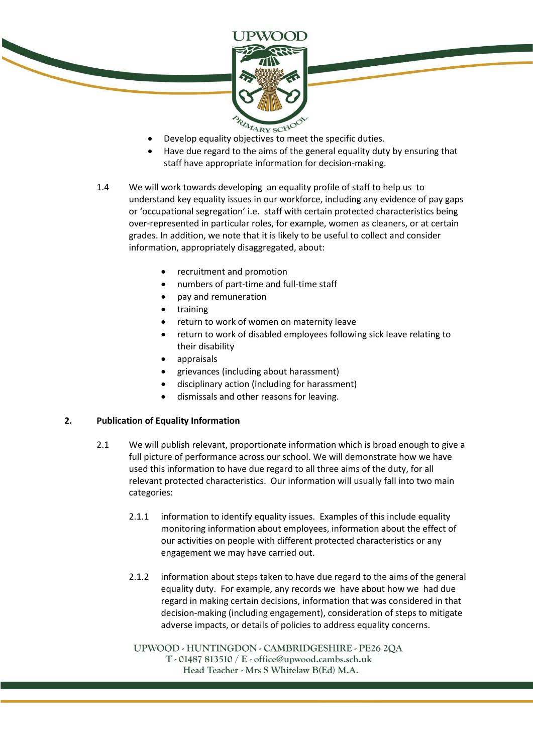- Develop equality objectives to meet the specific duties.
- Have due regard to the aims of the general equality duty by ensuring that staff have appropriate information for decision-making.

1.4 We will work towards developing an equality profile of staff to help us to understand key equality issues in our workforce, including any evidence of pay gaps or 'occupational segregation' i.e. staff with certain protected characteristics being over-represented in particular roles, for example, women as cleaners, or at certain grades. In addition, we note that it is likely to be useful to collect and consider information, appropriately disaggregated, about:

- recruitment and promotion
- numbers of part-time and full-time staff
- pay and remuneration
- training
- return to work of women on maternity leave
- return to work of disabled employees following sick leave relating to their disability
- appraisals
- grievances (including about harassment)
- disciplinary action (including for harassment)
- dismissals and other reasons for leaving.

## 2. Publication of Equality Information

2.1 We will publish relevant, proportionate information which is broad enough to give a full picture of performance across our school. We will demonstrate how we have used this information to have due regard to all three aims of the duty, for all relevant protected characteristics. Our information will usually fall into two main categories:

2.1.1 information to identify equality issues. Examples of this include equality monitoring information about employees, information about the effect of our activities on people with different protected characteristics or any engagement we may have carried out.

2.1.2 information about steps taken to have due regard to the aims of the general equality duty. For example, any records we have about how we had due regard in making certain decisions, information that was considered in that decision-making (including engagement), consideration of steps to mitigate adverse impacts, or details of policies to address equality concerns.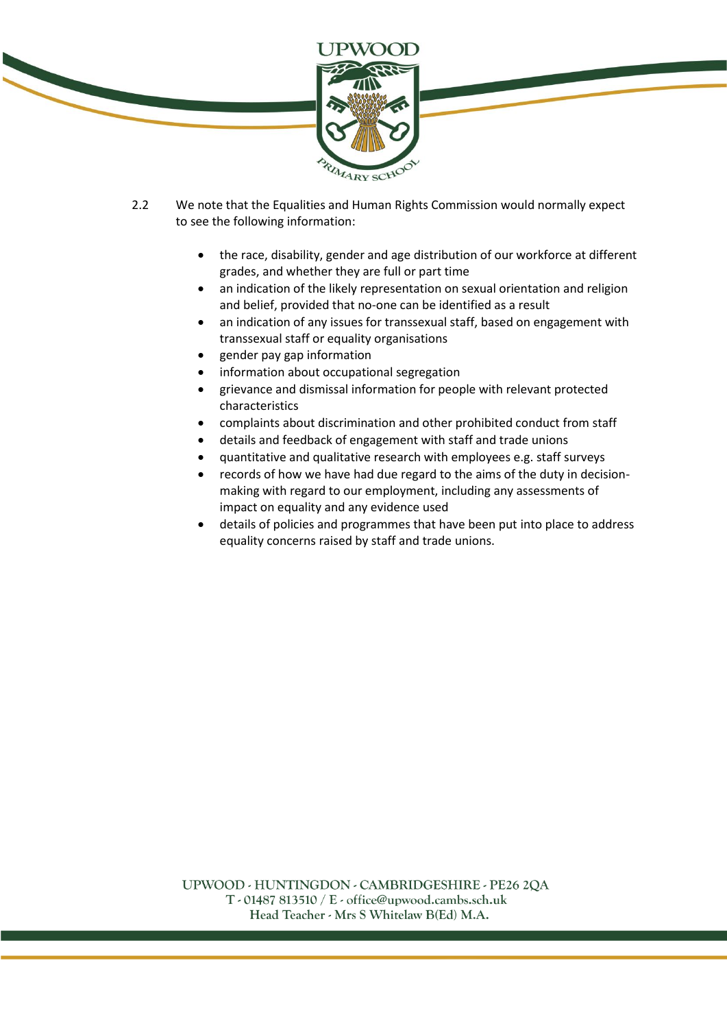2.2 We note that the Equalities and Human Rights Commission would normally expect to see the following information:

- the race, disability, gender and age distribution of our workforce at different grades, and whether they are full or part time
- an indication of the likely representation on sexual orientation and religion and belief, provided that no-one can be identified as a result
- an indication of any issues for transsexual staff, based on engagement with transsexual staff or equality organisations
- gender pay gap information
- information about occupational segregation
- grievance and dismissal information for people with relevant protected characteristics
- complaints about discrimination and other prohibited conduct from staff
- details and feedback of engagement with staff and trade unions
- quantitative and qualitative research with employees e.g. staff surveys
- records of how we have had due regard to the aims of the duty in decision-making with regard to our employment, including any assessments of impact on equality and any evidence used
- details of policies and programmes that have been put into place to address equality concerns raised by staff and trade unions.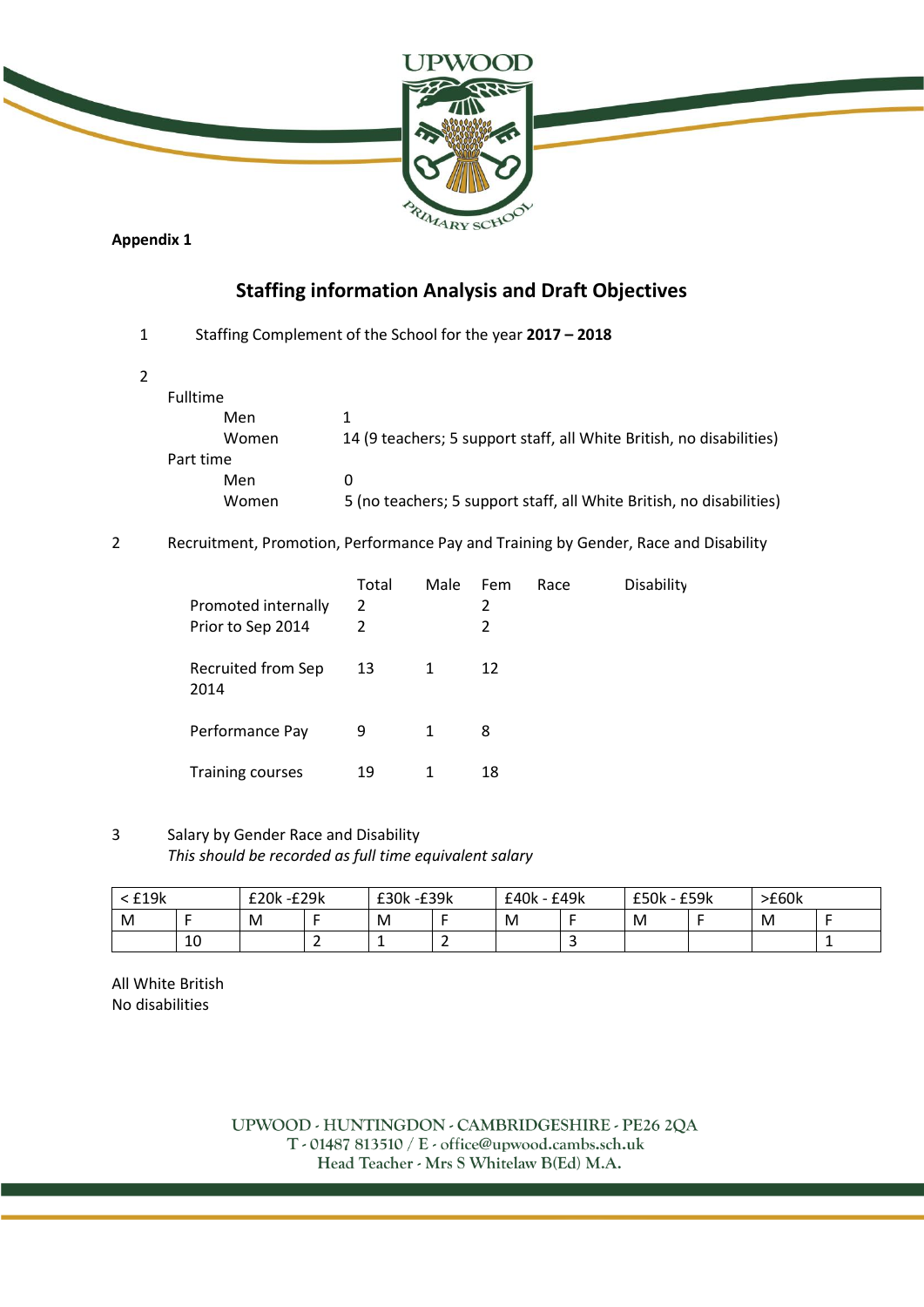**Appendix 1**

## Staffing information Analysis and Draft Objectives

1 Staffing Complement of the School for the year **2017 – 2018**

2

Fulltime

| | |
|---|---|
| Men | 1 |
| Women | 14 (9 teachers; 5 support staff, all White British, no disabilities) |

Part time

| | |
|---|---|
| Men | 0 |
| Women | 5 (no teachers; 5 support staff, all White British, no disabilities) |

2 Recruitment, Promotion, Performance Pay and Training by Gender, Race and Disability

| | Total | Male | Fem | Race | Disability |
|---|---|---|---|---|---|
| Promoted internally | 2 | | 2 | | |
| Prior to Sep 2014 | 2 | | 2 | | |
| Recruited from Sep 2014 | 13 | 1 | 12 | | |
| Performance Pay | 9 | 1 | 8 | | |
| Training courses | 19 | 1 | 18 | | |

3 Salary by Gender Race and Disability

*This should be recorded as full time equivalent salary*

| < £19k | | £20k -£29k | | £30k -£39k | | £40k - £49k | | £50k - £59k | | >£60k | |
|---|---|---|---|---|---|---|---|---|---|---|---|
| M | F | M | F | M | F | M | F | M | F | M | F |
| | 10 | | 2 | 1 | 2 | | 3 | | | | 1 |

All White British

No disabilities

UPWOOD - HUNTINGDON - CAMBRIDGESHIRE - PE26 2QA
T - 01487 813510 / E - office@upwood.cambs.sch.uk
Head Teacher - Mrs S Whitelaw B(Ed) M.A.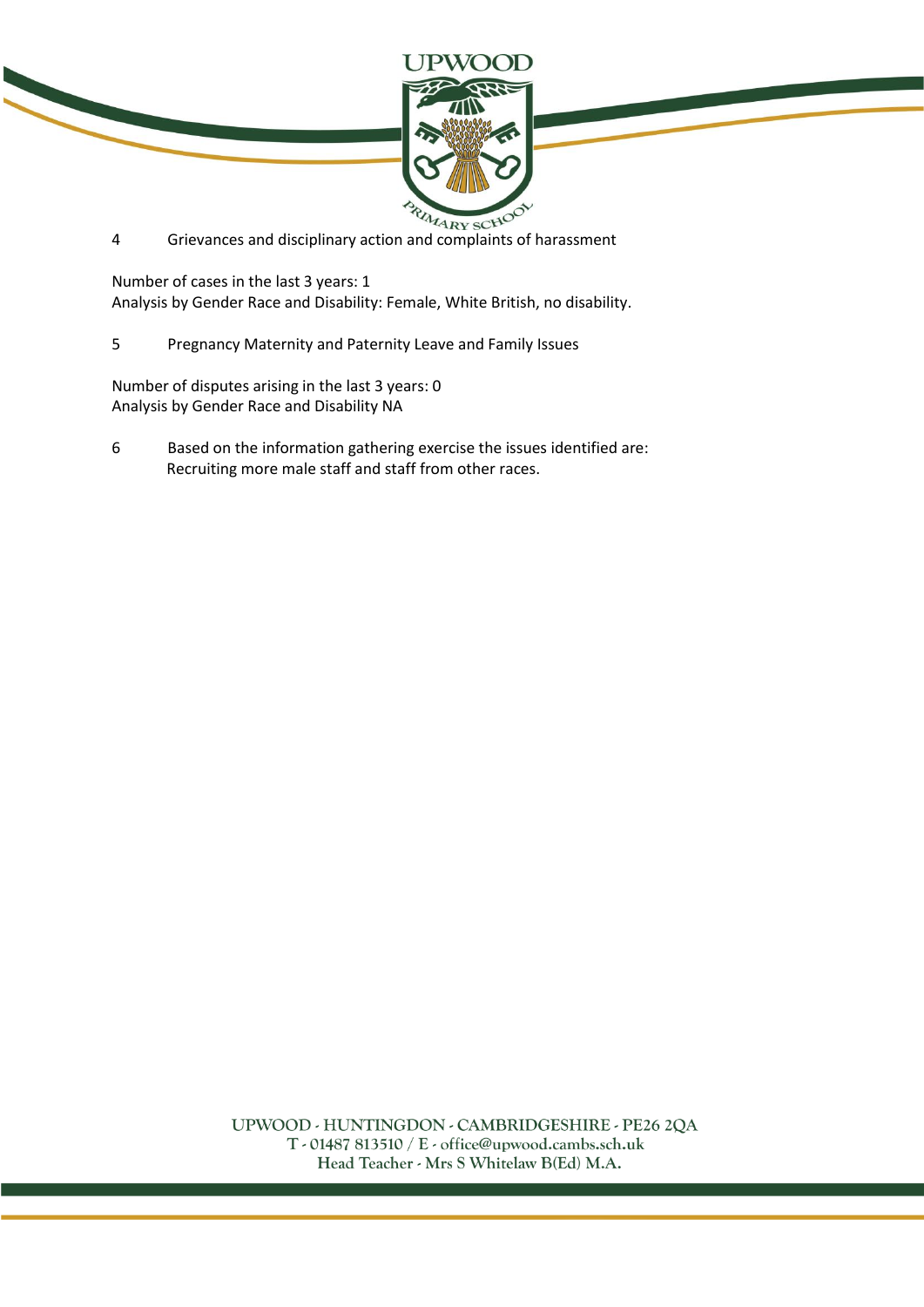4 Grievances and disciplinary action and complaints of harassment

Number of cases in the last 3 years: 1
Analysis by Gender Race and Disability: Female, White British, no disability.

5 Pregnancy Maternity and Paternity Leave and Family Issues

Number of disputes arising in the last 3 years: 0
Analysis by Gender Race and Disability NA

6 Based on the information gathering exercise the issues identified are:
Recruiting more male staff and staff from other races.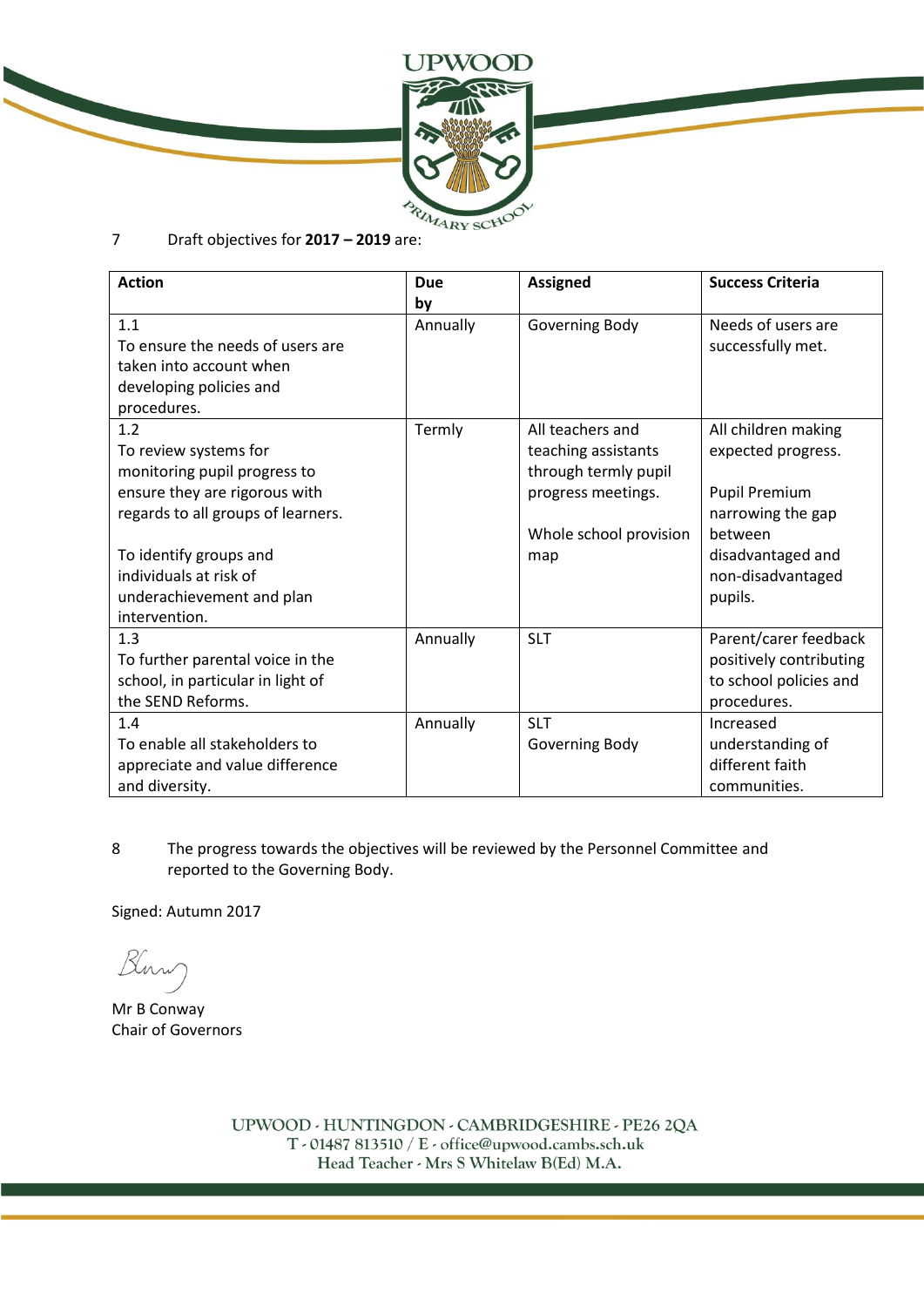7 Draft objectives for **2017 – 2019** are:

| Action | Due by | Assigned | Success Criteria |
|---|---|---|---|
| 1.1<br>To ensure the needs of users are taken into account when developing policies and procedures. | Annually | Governing Body | Needs of users are successfully met. |
| 1.2<br>To review systems for monitoring pupil progress to ensure they are rigorous with regards to all groups of learners.<br><br>To identify groups and individuals at risk of underachievement and plan intervention. | Termly | All teachers and teaching assistants through termly pupil progress meetings.<br><br>Whole school provision map | All children making expected progress.<br><br>Pupil Premium narrowing the gap between disadvantaged and non-disadvantaged pupils. |
| 1.3<br>To further parental voice in the school, in particular in light of the SEND Reforms. | Annually | SLT | Parent/carer feedback positively contributing to school policies and procedures. |
| 1.4<br>To enable all stakeholders to appreciate and value difference and diversity. | Annually | SLT<br>Governing Body | Increased understanding of different faith communities. |

8 The progress towards the objectives will be reviewed by the Personnel Committee and reported to the Governing Body.

Signed: Autumn 2017

Mr B Conway
Chair of Governors

UPWOOD - HUNTINGDON - CAMBRIDGESHIRE - PE26 2QA
T - 01487 813510 / E - office@upwood.cambs.sch.uk
Head Teacher - Mrs S Whitelaw B(Ed) M.A.